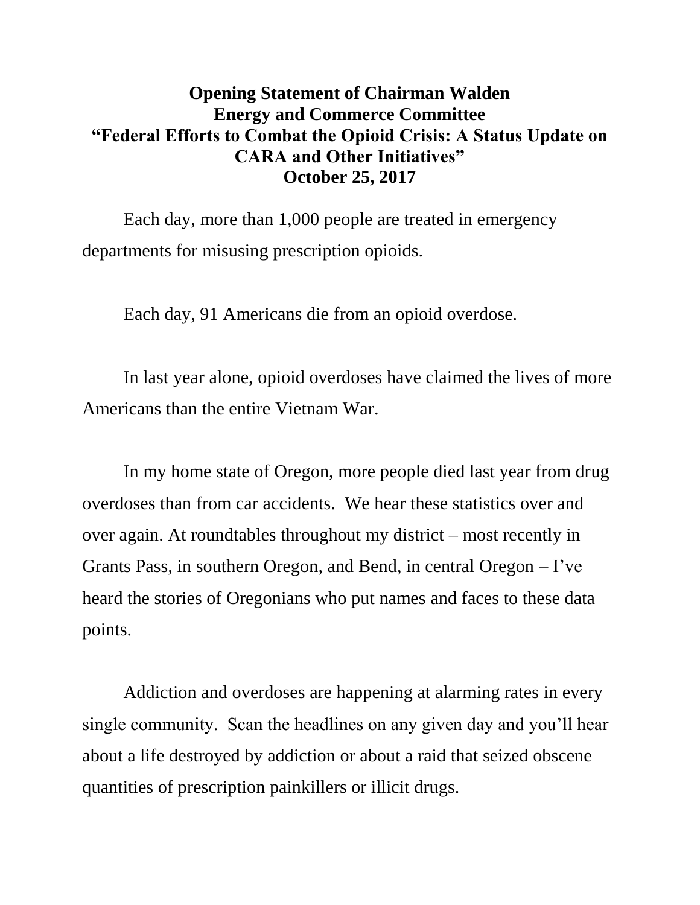# Opening Statement of Chairman Walden
# Energy and Commerce Committee
# "Federal Efforts to Combat the Opioid Crisis: A Status Update on CARA and Other Initiatives"
# October 25, 2017

Each day, more than 1,000 people are treated in emergency departments for misusing prescription opioids.

Each day, 91 Americans die from an opioid overdose.

In last year alone, opioid overdoses have claimed the lives of more Americans than the entire Vietnam War.

In my home state of Oregon, more people died last year from drug overdoses than from car accidents. We hear these statistics over and over again. At roundtables throughout my district – most recently in Grants Pass, in southern Oregon, and Bend, in central Oregon – I've heard the stories of Oregonians who put names and faces to these data points.

Addiction and overdoses are happening at alarming rates in every single community. Scan the headlines on any given day and you'll hear about a life destroyed by addiction or about a raid that seized obscene quantities of prescription painkillers or illicit drugs.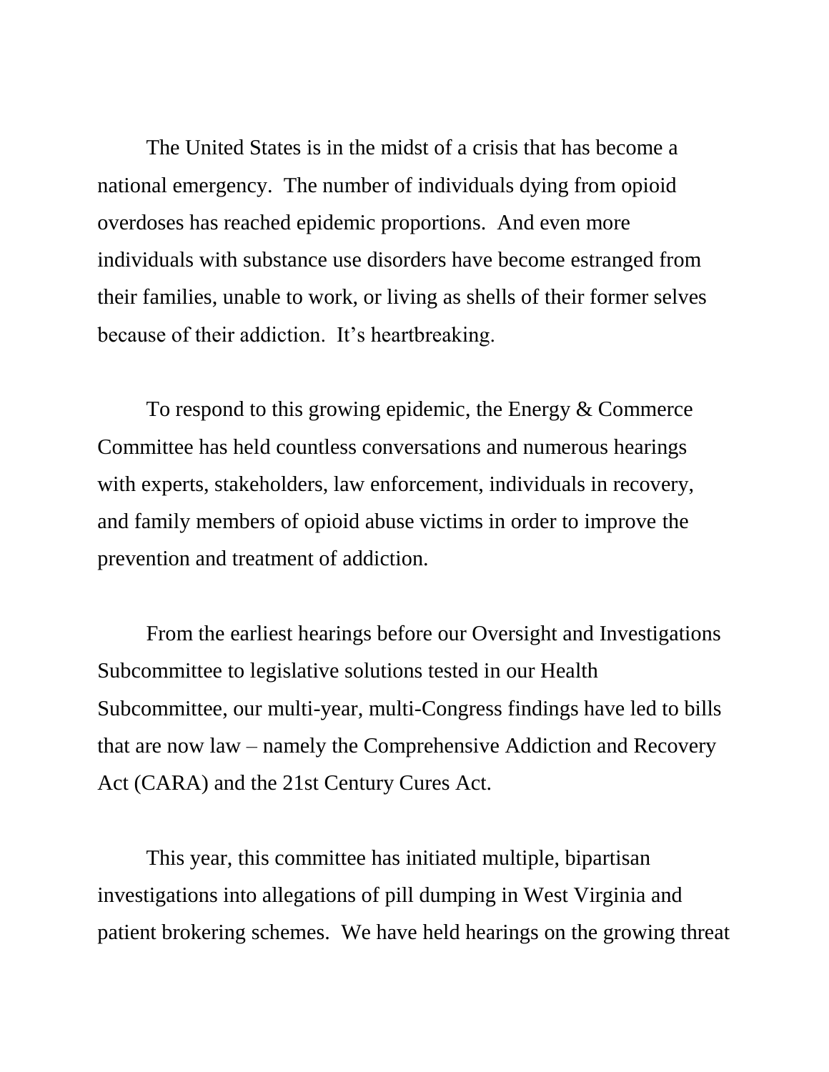The United States is in the midst of a crisis that has become a national emergency. The number of individuals dying from opioid overdoses has reached epidemic proportions. And even more individuals with substance use disorders have become estranged from their families, unable to work, or living as shells of their former selves because of their addiction. It's heartbreaking.

To respond to this growing epidemic, the Energy & Commerce Committee has held countless conversations and numerous hearings with experts, stakeholders, law enforcement, individuals in recovery, and family members of opioid abuse victims in order to improve the prevention and treatment of addiction.

From the earliest hearings before our Oversight and Investigations Subcommittee to legislative solutions tested in our Health Subcommittee, our multi-year, multi-Congress findings have led to bills that are now law – namely the Comprehensive Addiction and Recovery Act (CARA) and the 21st Century Cures Act.

This year, this committee has initiated multiple, bipartisan investigations into allegations of pill dumping in West Virginia and patient brokering schemes. We have held hearings on the growing threat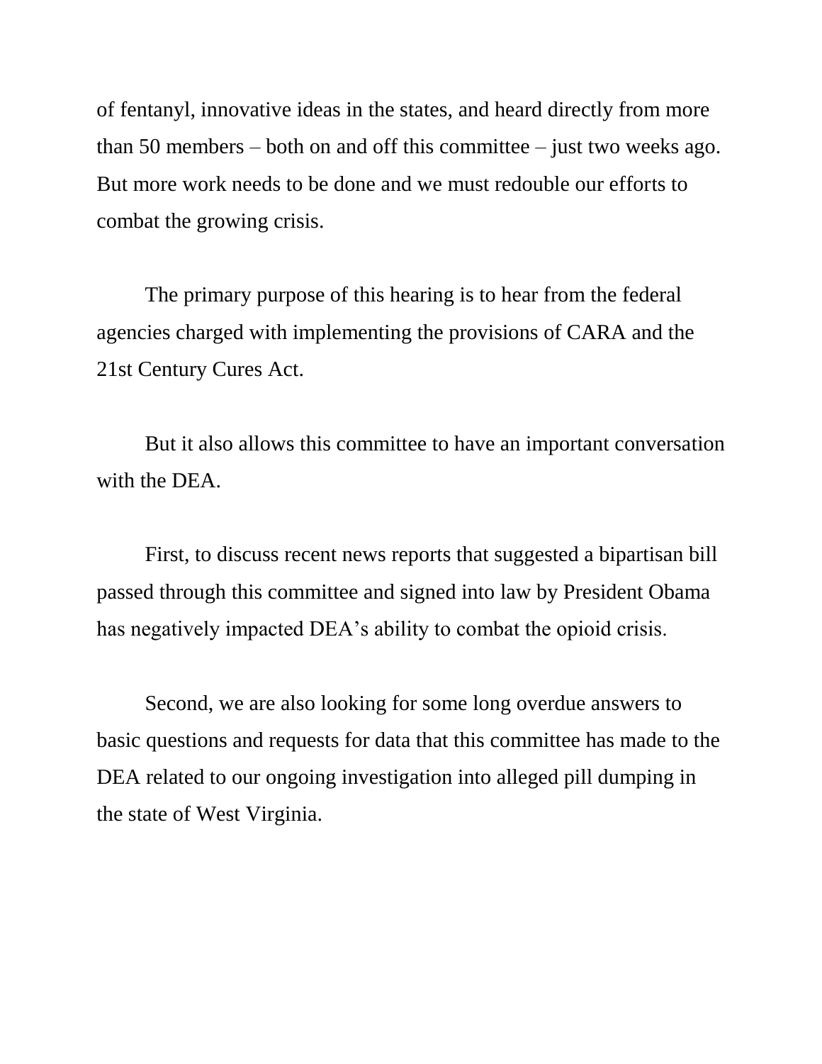of fentanyl, innovative ideas in the states, and heard directly from more than 50 members – both on and off this committee – just two weeks ago. But more work needs to be done and we must redouble our efforts to combat the growing crisis.

The primary purpose of this hearing is to hear from the federal agencies charged with implementing the provisions of CARA and the 21st Century Cures Act.

But it also allows this committee to have an important conversation with the DEA.

First, to discuss recent news reports that suggested a bipartisan bill passed through this committee and signed into law by President Obama has negatively impacted DEA's ability to combat the opioid crisis.

Second, we are also looking for some long overdue answers to basic questions and requests for data that this committee has made to the DEA related to our ongoing investigation into alleged pill dumping in the state of West Virginia.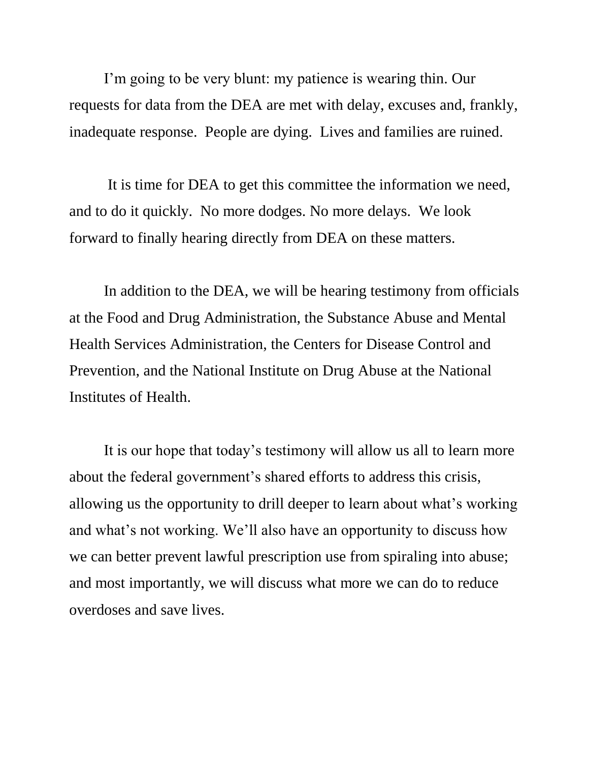I'm going to be very blunt: my patience is wearing thin. Our requests for data from the DEA are met with delay, excuses and, frankly, inadequate response. People are dying. Lives and families are ruined.

It is time for DEA to get this committee the information we need, and to do it quickly. No more dodges. No more delays. We look forward to finally hearing directly from DEA on these matters.

In addition to the DEA, we will be hearing testimony from officials at the Food and Drug Administration, the Substance Abuse and Mental Health Services Administration, the Centers for Disease Control and Prevention, and the National Institute on Drug Abuse at the National Institutes of Health.

It is our hope that today's testimony will allow us all to learn more about the federal government's shared efforts to address this crisis, allowing us the opportunity to drill deeper to learn about what's working and what's not working. We'll also have an opportunity to discuss how we can better prevent lawful prescription use from spiraling into abuse; and most importantly, we will discuss what more we can do to reduce overdoses and save lives.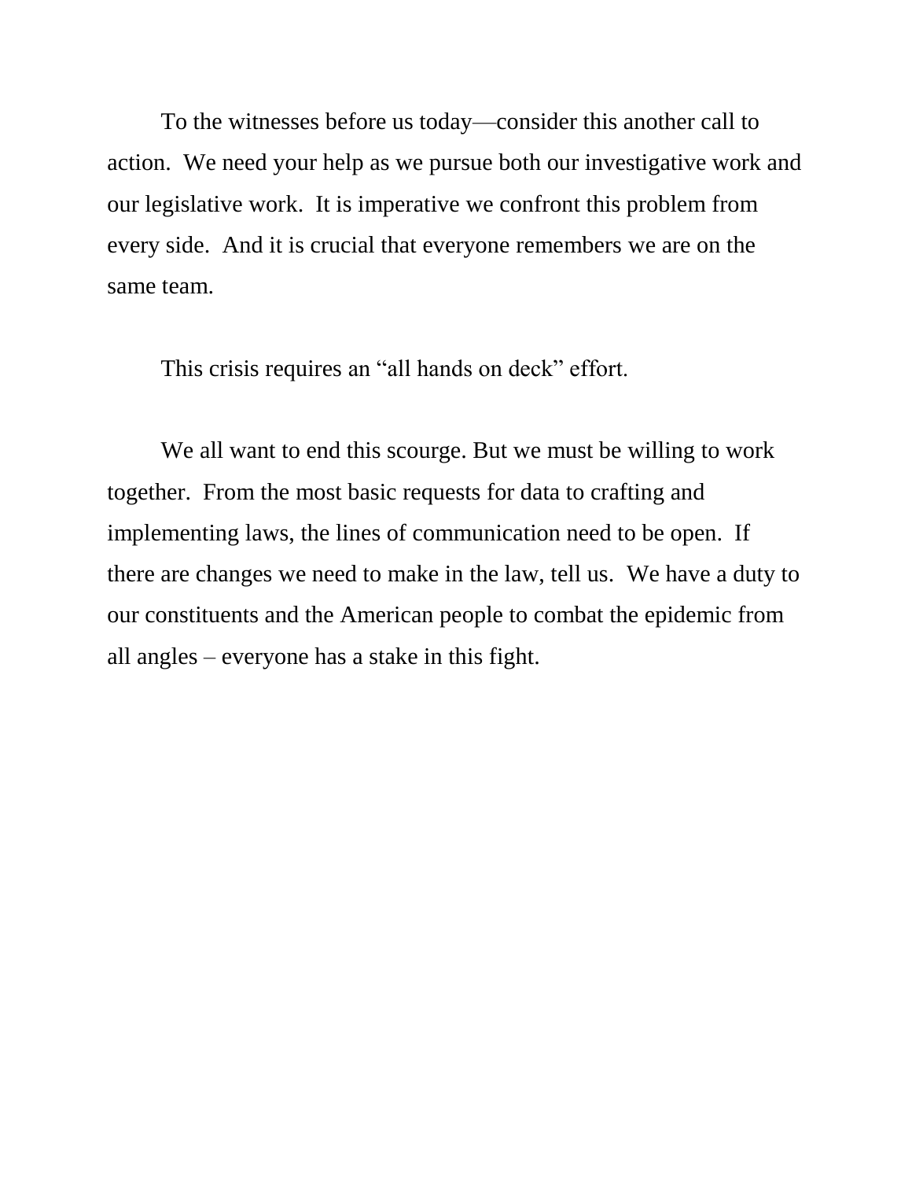To the witnesses before us today—consider this another call to action. We need your help as we pursue both our investigative work and our legislative work. It is imperative we confront this problem from every side. And it is crucial that everyone remembers we are on the same team.

This crisis requires an “all hands on deck” effort.

We all want to end this scourge. But we must be willing to work together. From the most basic requests for data to crafting and implementing laws, the lines of communication need to be open. If there are changes we need to make in the law, tell us. We have a duty to our constituents and the American people to combat the epidemic from all angles – everyone has a stake in this fight.